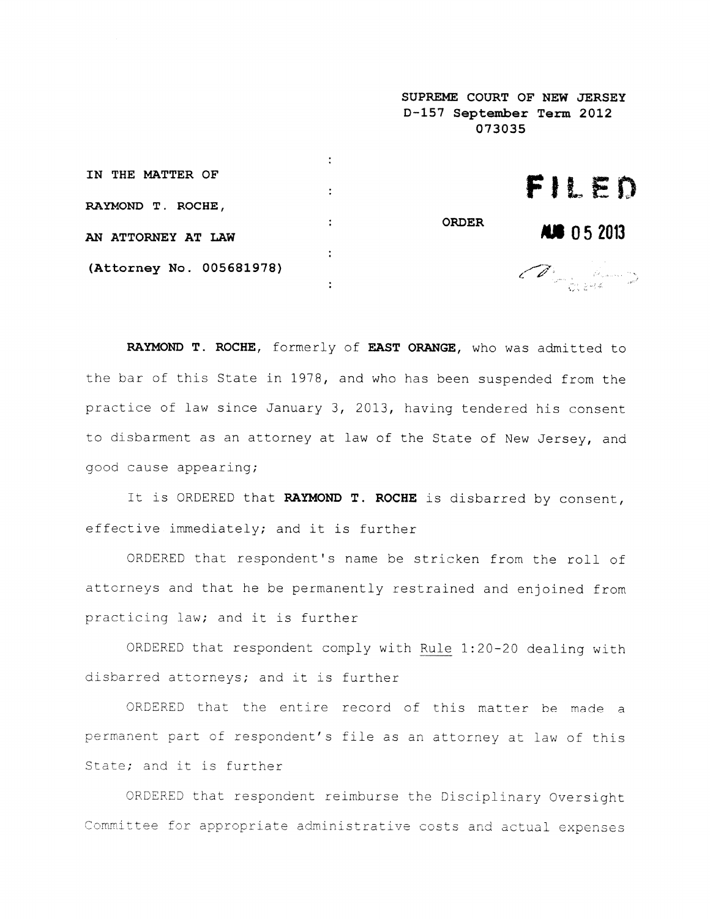SUPREME COURT OF NEW JERSEY
D-157 September Term 2012
073035

IN THE MATTER OF

RAYMOND T. ROCHE,

AN ATTORNEY AT LAW

(Attorney No. 005681978)

ORDER

FILED

AUG 05 2013

**RAYMOND T. ROCHE**, formerly of **EAST ORANGE**, who was admitted to the bar of this State in 1978, and who has been suspended from the practice of law since January 3, 2013, having tendered his consent to disbarment as an attorney at law of the State of New Jersey, and good cause appearing;

It is ORDERED that **RAYMOND T. ROCHE** is disbarred by consent, effective immediately; and it is further

ORDERED that respondent's name be stricken from the roll of attorneys and that he be permanently restrained and enjoined from practicing law; and it is further

ORDERED that respondent comply with Rule 1:20-20 dealing with disbarred attorneys; and it is further

ORDERED that the entire record of this matter be made a permanent part of respondent's file as an attorney at law of this State; and it is further

ORDERED that respondent reimburse the Disciplinary Oversight Committee for appropriate administrative costs and actual expenses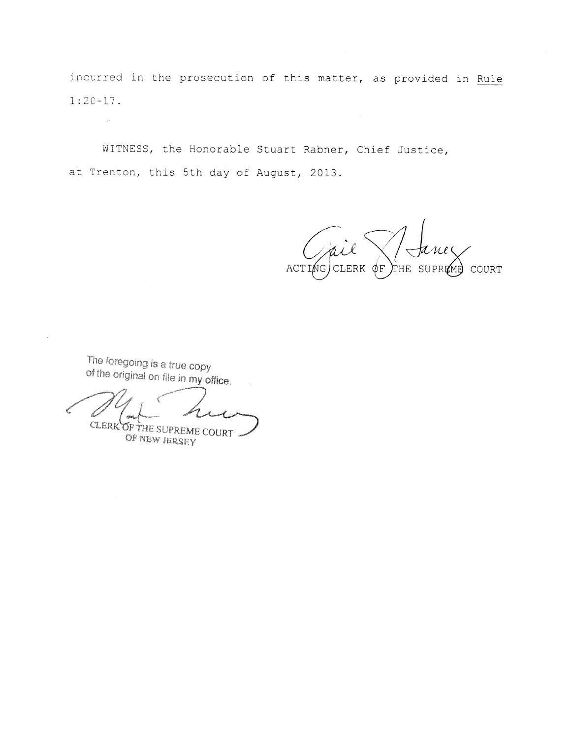incurred in the prosecution of this matter, as provided in Rule 1:20-17.

WITNESS, the Honorable Stuart Rabner, Chief Justice, at Trenton, this 5th day of August, 2013.

ACTING CLERK OF THE SUPREME COURT

The foregoing is a true copy of the original on file in my office.

CLERK OF THE SUPREME COURT OF NEW JERSEY